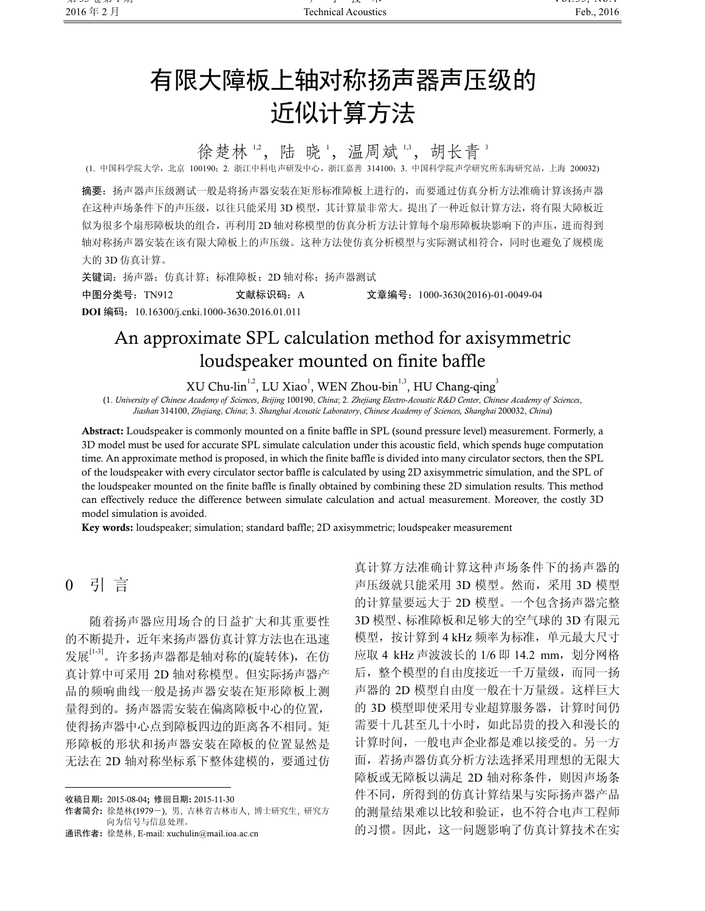# 有限大障板上轴对称扬声器声压级的近似计算方法

徐楚林[1,2]，陆 晓[1]，温周斌[1,3]，胡长青[3]

(1. 中国科学院大学，北京 100190；2. 浙江中科电声研发中心，浙江嘉善 314100；3. 中国科学院声学研究所东海研究站，上海 200032)

**摘要：** 扬声器声压级测试一般是将扬声器安装在矩形标准障板上进行的，而要通过仿真分析方法准确计算该扬声器在这种声场条件下的声压级，以往只能采用 3D 模型，其计算量非常大。提出了一种近似计算方法，将有限大障板近似为很多个扇形障板块的组合，再利用 2D 轴对称模型的仿真分析方法计算每个扇形障板块影响下的声压，进而得到轴对称扬声器安装在该有限大障板上的声压级。这种方法使仿真分析模型与实际测试相符合，同时也避免了规模庞大的 3D 仿真计算。

**关键词：** 扬声器；仿真计算；标准障板；2D 轴对称；扬声器测试

**中图分类号：** TN912　　**文献标识码：** A　　**文章编号：** 1000-3630(2016)-01-0049-04

**DOI 编码：** 10.16300/j.cnki.1000-3630.2016.01.011

# An approximate SPL calculation method for axisymmetric loudspeaker mounted on finite baffle

XU Chu-lin[1,2], LU Xiao[1], WEN Zhou-bin[1,3], HU Chang-qing[3]

(1. *University of Chinese Academy of Sciences*, *Beijing* 100190, *China*; 2. *Zhejiang Electro-Acoustic R&D Center*, *Chinese Academy of Sciences*, *Jiashan* 314100, *Zhejiang*, *China*; 3. *Shanghai Acoustic Laboratory*, *Chinese Academy of Sciences, Shanghai* 200032, *China*)

**Abstract:** Loudspeaker is commonly mounted on a finite baffle in SPL (sound pressure level) measurement. Formerly, a 3D model must be used for accurate SPL simulate calculation under this acoustic field, which spends huge computation time. An approximate method is proposed, in which the finite baffle is divided into many circulator sectors, then the SPL of the loudspeaker with every circulator sector baffle is calculated by using 2D axisymmetric simulation, and the SPL of the loudspeaker mounted on the finite baffle is finally obtained by combining these 2D simulation results. This method can effectively reduce the difference between simulate calculation and actual measurement. Moreover, the costly 3D model simulation is avoided.

**Key words:** loudspeaker; simulation; standard baffle; 2D axisymmetric; loudspeaker measurement

## 0 引 言

随着扬声器应用场合的日益扩大和其重要性的不断提升，近年来扬声器仿真计算方法也在迅速发展[1-3]。许多扬声器都是轴对称的(旋转体)，在仿真计算中可采用 2D 轴对称模型。但实际扬声器产品的频响曲线一般是扬声器安装在矩形障板上测量得到的。扬声器需安装在偏离障板中心的位置，使得扬声器中心点到障板四边的距离各不相同。矩形障板的形状和扬声器安装在障板的位置显然是无法在 2D 轴对称坐标系下整体建模的，要通过仿真计算方法准确计算这种声场条件下的扬声器的声压级就只能采用 3D 模型。然而，采用 3D 模型的计算量要远大于 2D 模型。一个包含扬声器完整 3D 模型、标准障板和足够大的空气球的 3D 有限元模型，按计算到 4 kHz 频率为标准，单元最大尺寸应取 4 kHz 声波波长的 1/6 即 14.2 mm，划分网格后，整个模型的自由度接近一千万量级，而同一扬声器的 2D 模型自由度一般在十万量级。这样巨大的 3D 模型即使采用专业超算服务器，计算时间仍需要十几甚至几十小时，如此昂贵的投入和漫长的计算时间，一般电声企业都是难以接受的。另一方面，若扬声器仿真分析方法选择采用理想的无限大障板或无障板以满足 2D 轴对称条件，则因声场条件不同，所得到的仿真计算结果与实际扬声器产品的测量结果难以比较和验证，也不符合电声工程师的习惯。因此，这一问题影响了仿真计算技术在实

---

**收稿日期：** 2015-08-04；**修回日期：** 2015-11-30

**作者简介：** 徐楚林(1979－)，男，吉林省吉林市人，博士研究生，研究方向为信号与信息处理。

**通讯作者：** 徐楚林，E-mail: xuchulin@mail.ioa.ac.cn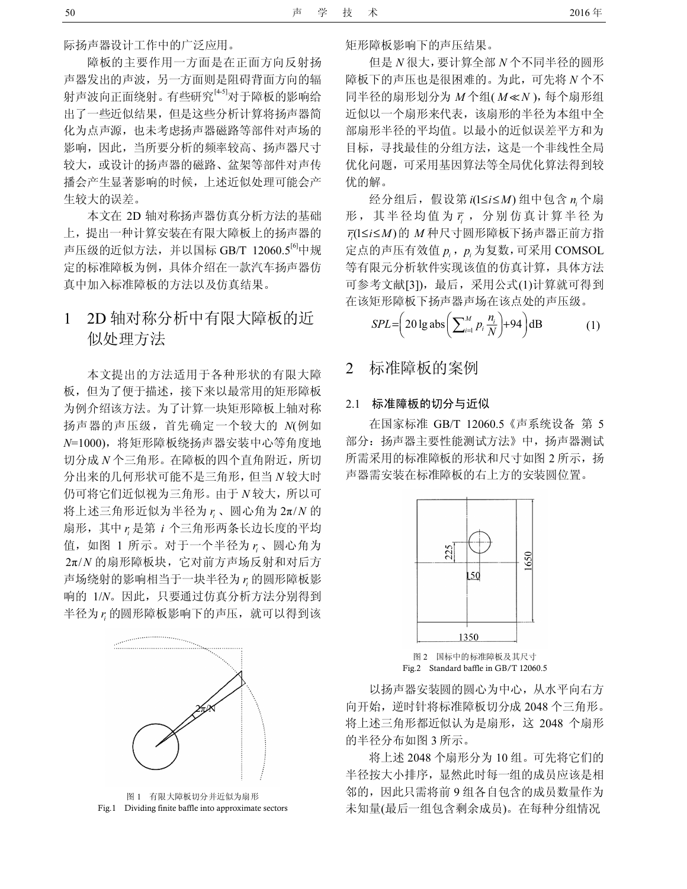际扬声器设计工作中的广泛应用。

障板的主要作用一方面是在正面方向反射扬声器发出的声波，另一方面则是阻碍背面方向的辐射声波向正面绕射。有些研究[4-5]对于障板的影响给出了一些近似结果，但是这些分析计算将扬声器简化为点声源，也未考虑扬声器磁路等部件对声场的影响，因此，当所要分析的频率较高、扬声器尺寸较大，或设计的扬声器的磁路、盆架等部件对声传播会产生显著影响的时候，上述近似处理可能会产生较大的误差。

本文在 2D 轴对称扬声器仿真分析方法的基础上，提出一种计算安装在有限大障板上的扬声器的声压级的近似方法，并以国标 GB/T 12060.5[6]中规定的标准障板为例，具体介绍在一款汽车扬声器仿真中加入标准障板的方法以及仿真结果。

# 1　2D 轴对称分析中有限大障板的近似处理方法

本文提出的方法适用于各种形状的有限大障板，但为了便于描述，接下来以最常用的矩形障板为例介绍该方法。为了计算一块矩形障板上轴对称扬声器的声压级，首先确定一个较大的 $N$(例如 $N$=1000)，将矩形障板绕扬声器安装中心等角度地切分成 $N$ 个三角形。在障板的四个直角附近，所切分出来的几何形状可能不是三角形，但当 $N$ 较大时仍可将它们近似视为三角形。由于 $N$ 较大，所以可将上述三角形近似为半径为 $r_i$、圆心角为 $2\pi/N$ 的扇形，其中 $r_i$ 是第 $i$ 个三角形两条长边长度的平均值，如图 1 所示。对于一个半径为 $r_i$、圆心角为 $2\pi/N$ 的扇形障板块，它对前方声场反射和对后方声场绕射的影响相当于一块半径为 $r_i$ 的圆形障板影响的 1/$N$。因此，只要通过仿真分析方法分别得到半径为 $r_i$ 的圆形障板影响下的声压，就可以得到该矩形障板影响下的声压结果。

图 1　有限大障板切分并近似为扇形
Fig.1　Dividing finite baffle into approximate sectors

但是 $N$ 很大，要计算全部 $N$ 个不同半径的圆形障板下的声压也是很困难的。为此，可先将 $N$ 个不同半径的扇形划分为 $M$ 个组($M \ll N$)，每个扇形组近似以一个扇形来代表，该扇形的半径为本组中全部扇形半径的平均值。以最小的近似误差平方和为目标，寻找最佳的分组方法，这是一个非线性全局优化问题，可采用基因算法等全局优化算法得到较优的解。

经分组后，假设第 $i(1 \le i \le M)$ 组中包含 $n_i$ 个扇形，其半径均值为 $\bar{r}_i$，分别仿真计算半径为 $\bar{r}_i(1 \le i \le M)$ 的 $M$ 种尺寸圆形障板下扬声器正前方指定点的声压有效值 $p_i$，$p_i$ 为复数，可采用 COMSOL 等有限元分析软件实现该值的仿真计算，具体方法可参考文献[3])，最后，采用公式(1)计算就可得到在该矩形障板下扬声器声场在该点处的声压级。

$$SPL=\left(20\lg \text{abs}\left(\sum_{i=1}^{M} p_i \frac{n_i}{N}\right)+94\right)\text{dB} \qquad (1)$$

# 2　标准障板的案例

## 2.1　标准障板的切分与近似

在国家标准 GB/T 12060.5《声系统设备　第 5 部分：扬声器主要性能测试方法》中，扬声器测试所需采用的标准障板的形状和尺寸如图 2 所示，扬声器需安装在标准障板的右上方的安装圆位置。

图 2　国标中的标准障板及其尺寸
Fig.2　Standard baffle in GB/T 12060.5

以扬声器安装圆的圆心为中心，从水平向右方向开始，逆时针将标准障板切分成 2048 个三角形。将上述三角形都近似认为是扇形，这 2048 个扇形的半径分布如图 3 所示。

将上述 2048 个扇形分为 10 组。可先将它们的半径按大小排序，显然此时每一组的成员应该是相邻的，因此只需将前 9 组各自包含的成员数量作为未知量(最后一组包含剩余成员)。在每种分组情况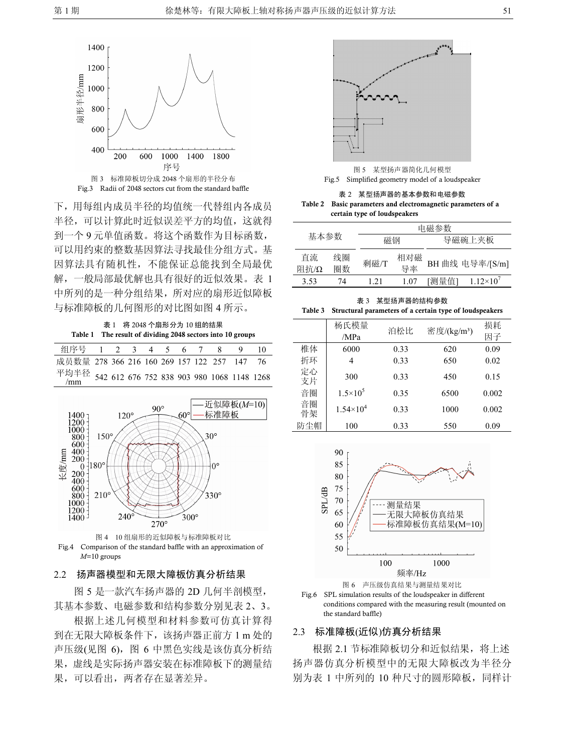图 3　标准障板切分成 2048 个扇形的半径分布

Fig.3　Radii of 2048 sectors cut from the standard baffle

下，用每组内成员半径的均值统一代替组内各成员半径，可以计算此时近似误差平方的均值，这就得到一个 9 元单值函数。将这个函数作为目标函数，可以用约束的整数基因算法寻找最佳分组方式。基因算法具有随机性，不能保证总能找到全局最优解，一般局部最优解也具有很好的近似效果。表 1 中所列的是一种分组结果，所对应的扇形近似障板与标准障板的几何图形的对比图如图 4 所示。

表 1　将 2048 个扇形分为 10 组的结果

Table 1　The result of dividing 2048 sectors into 10 groups

| 组序号 | 1 | 2 | 3 | 4 | 5 | 6 | 7 | 8 | 9 | 10 |
|---|---|---|---|---|---|---|---|---|---|---|
| 成员数量 | 278 | 366 | 216 | 160 | 269 | 157 | 122 | 257 | 147 | 76 |
| 平均半径/mm | 542 | 612 | 676 | 752 | 838 | 903 | 980 | 1068 | 1148 | 1268 |

图 4　10 组扇形的近似障板与标准障板对比

Fig.4　Comparison of the standard baffle with an approximation of $M$=10 groups

## 2.2　扬声器模型和无限大障板仿真分析结果

图 5 是一款汽车扬声器的 2D 几何半剖模型，其基本参数、电磁参数和结构参数分别见表 2、3。

根据上述几何模型和材料参数可仿真计算得到在无限大障板条件下，该扬声器正前方 1 m 处的声压级(见图 6)，图 6 中黑色实线是该仿真分析结果，虚线是实际扬声器安装在标准障板下的测量结果，可以看出，两者存在显著差异。

图 5　某型扬声器简化几何模型

Fig.5　Simplified geometry model of a loudspeaker

表 2　某型扬声器的基本参数和电磁参数

Table 2　Basic parameters and electromagnetic parameters of a certain type of loudspeakers

| 基本参数 | | 电磁参数 | | | |
|---|---|---|---|---|---|
| | | 磁钢 | | 导磁碗上夹板 | |
| 直流阻抗/Ω | 线圈圈数 | 剩磁/T | 相对磁导率 | BH 曲线 | 电导率/[S/m] |
| 3.53 | 74 | 1.21 | 1.07 | [测量值] | $1.12\times10^7$ |

表 3　某型扬声器的结构参数

Table 3　Structural parameters of a certain type of loudspeakers

| | 杨氏模量/MPa | 泊松比 | 密度/(kg/m³) | 损耗因子 |
|---|---|---|---|---|
| 椎体 | 6000 | 0.33 | 620 | 0.09 |
| 折环 | 4 | 0.33 | 650 | 0.02 |
| 定心支片 | 300 | 0.33 | 450 | 0.15 |
| 音圈 | $1.5\times10^5$ | 0.35 | 6500 | 0.002 |
| 音圈骨架 | $1.54\times10^4$ | 0.33 | 1000 | 0.002 |
| 防尘帽 | 100 | 0.33 | 550 | 0.09 |

图 6　声压级仿真结果与测量结果对比

Fig.6　SPL simulation results of the loudspeaker in different conditions compared with the measuring result (mounted on the standard baffle)

## 2.3　标准障板(近似)仿真分析结果

根据 2.1 节标准障板切分和近似结果，将上述扬声器仿真分析模型中的无限大障板改为半径分别为表 1 中所列的 10 种尺寸的圆形障板，同样计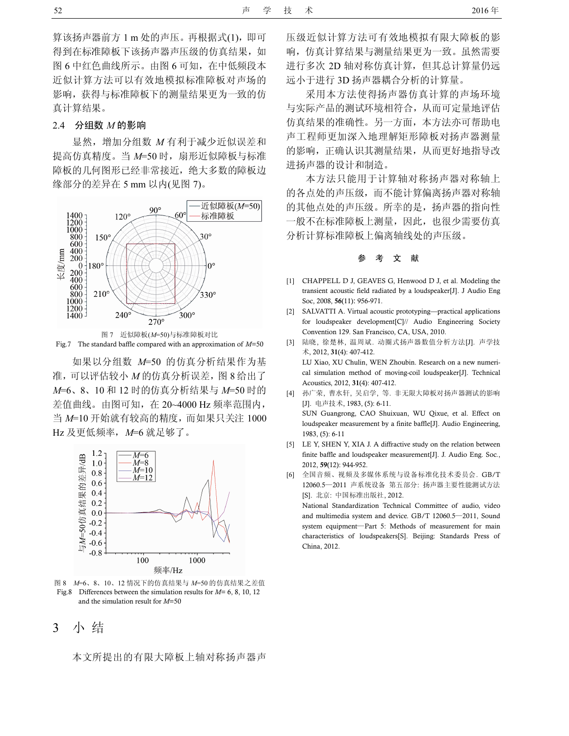算该扬声器前方 1 m 处的声压。再根据式(1)，即可得到在标准障板下该扬声器声压级的仿真结果，如图 6 中红色曲线所示。由图 6 可知，在中低频段本近似计算方法可以有效地模拟标准障板对声场的影响，获得与标准障板下的测量结果更为一致的仿真计算结果。

### 2.4　分组数 $M$ 的影响

显然，增加分组数 $M$ 有利于减少近似误差和提高仿真精度。当 $M$=50 时，扇形近似障板与标准障板的几何图形已经非常接近，绝大多数的障板边缘部分的差异在 5 mm 以内(见图 7)。

近似障板($M$=50)
标准障板
长度/mm
1400
1200
1000
800
600
400
200
0
200
400
600
800
1000
1200
1400
90°
120°
60°
150°
30°
180°
0°
210°
330°
240°
300°
270°

图 7　近似障板($M$=50)与标准障板对比

Fig.7　The standard baffle compared with an approximation of $M$=50

如果以分组数 $M$=50 的仿真分析结果作为基准，可以评估较小 $M$ 的仿真分析误差，图 8 给出了 $M$=6、8、10 和 12 时的仿真分析结果与 $M$=50 时的差值曲线。由图可知，在 20~4000 Hz 频率范围内，当 $M$=10 开始就有较高的精度，而如果只关注 1000 Hz 及更低频率，$M$=6 就足够了。

$M$=6
$M$=8
$M$=10
$M$=12
与$M$=50仿真结果的差异/dB
1.2
1.0
0.8
0.6
0.4
0.2
0.0
-0.2
-0.4
-0.6
-0.8
100
1000
频率/Hz

图 8　$M$=6、8、10、12 情况下的仿真结果与 $M$=50 的仿真结果之差值

Fig.8　Differences between the simulation results for $M$= 6, 8, 10, 12 and the simulation result for $M$=50

## 3　小　结

本文所提出的有限大障板上轴对称扬声器声压近似计算方法可有效地模拟有限大障板的影响，仿真计算结果与测量结果更为一致。虽然需要进行多次 2D 轴对称仿真计算，但其总计算量仍远远小于进行 3D 扬声器耦合分析的计算量。

采用本方法使得扬声器仿真计算的声场环境与实际产品的测试环境相符合，从而可定量地评估仿真结果的准确性。另一方面，本方法亦可帮助电声工程师更加深入地理解矩形障板对扬声器测量的影响，正确认识其测量结果，从而更好地指导改进扬声器的设计和制造。

本方法只能用于计算轴对称扬声器对称轴上的各点处的声压级，而不能计算偏离扬声器对称轴的其他点处的声压级。所幸的是，扬声器的指向性一般不在标准障板上测量，因此，也很少需要仿真分析计算标准障板上偏离轴线处的声压级。

## 参　考　文　献

[1] CHAPPELL D J, GEAVES G, Henwood D J, et al. Modeling the transient acoustic field radiated by a loudspeaker[J]. J Audio Eng Soc, 2008, **56**(11): 956-971.

[2] SALVATTI A. Virtual acoustic prototyping—practical applications for loudspeaker development[C]// Audio Engineering Society Convention 129. San Francisco, CA, USA, 2010.

[3] 陆晓，徐楚林，温周斌．动圈式扬声器数值分析方法[J]．声学技术，2012, **31**(4): 407-412.
LU Xiao, XU Chulin, WEN Zhoubin. Research on a new numerical simulation method of moving-coil loudspeaker[J]. Technical Acoustics, 2012, **31**(4): 407-412.

[4] 孙广荣，曹水轩，吴启学，等．非无限大障板对扬声器测试的影响[J]．电声技术，1983, (5): 6-11.
SUN Guangrong, CAO Shuixuan, WU Qixue, et al. Effect on loudspeaker measurement by a finite baffle[J]. Audio Engineering, 1983, (5): 6-11

[5] LE Y, SHEN Y, XIA J. A diffractive study on the relation between finite baffle and loudspeaker measurement[J]. J. Audio Eng. Soc., 2012, **59**(12): 944-952.

[6] 全国音频、视频及多媒体系统与设备标准化技术委员会．GB/T 12060.5—2011 声系统设备 第五部分：扬声器主要性能测试方法[S]．北京：中国标准出版社, 2012.
National Standardization Technical Committee of audio, video and multimedia system and device. GB/T 12060.5—2011, Sound system equipment—Part 5: Methods of measurement for main characteristics of loudspeakers[S]. Beijing: Standards Press of China, 2012.